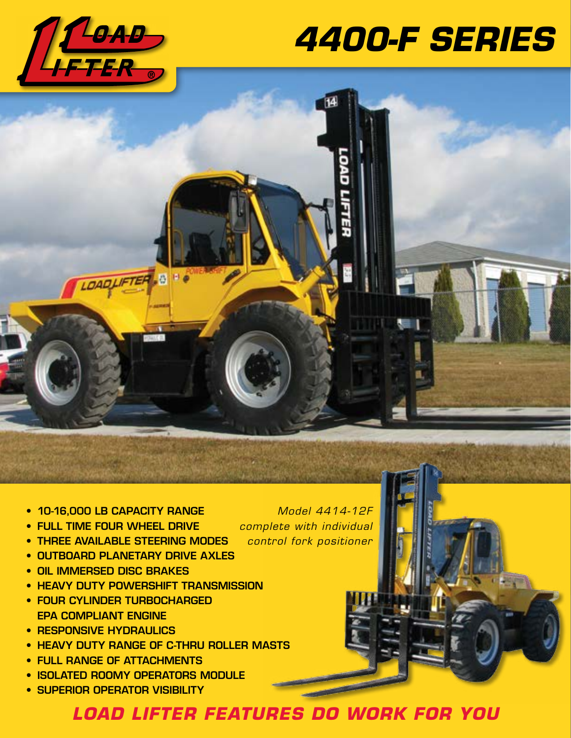# 4400-F SERIES

- 10-16,000 LB CAPACITY RANGE
- FULL TIME FOUR WHEEL DRIVE
- THREE AVAILABLE STEERING MODES
- OUTBOARD PLANETARY DRIVE AXLES
- OIL IMMERSED DISC BRAKES
- HEAVY DUTY POWERSHIFT TRANSMISSION
- FOUR CYLINDER TURBOCHARGED EPA COMPLIANT ENGINE
- RESPONSIVE HYDRAULICS
- HEAVY DUTY RANGE OF C-THRU ROLLER MASTS
- FULL RANGE OF ATTACHMENTS
- ISOLATED ROOMY OPERATORS MODULE
- SUPERIOR OPERATOR VISIBILITY

*Model 4414-12F complete with individual control fork positioner*

## *LOAD LIFTER FEATURES DO WORK FOR YOU*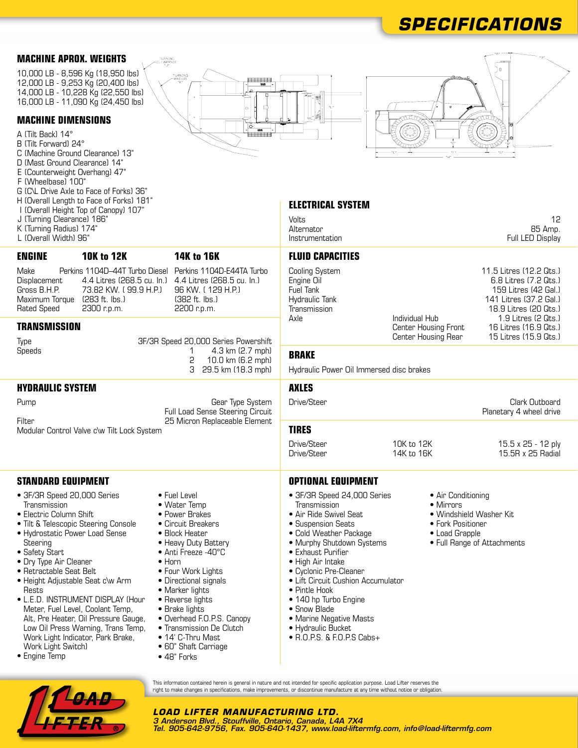# SPECIFICATIONS

## MACHINE APROX. WEIGHTS

10,000 LB - 8,596 Kg (18,950 lbs)
12,000 LB - 9,253 Kg (20,400 lbs)
14,000 LB - 10,228 Kg (22,550 lbs)
16,000 LB - 11,090 Kg (24,450 lbs)

## MACHINE DIMENSIONS

A (Tilt Back) 14°
B (Tilt Forward) 24°
C (Machine Ground Clearance) 13"
D (Mast Ground Clearance) 14"
E (Counterweight Overhang) 47"
F (Wheelbase) 100"
G (C\L Drive Axle to Face of Forks) 36"
H (Overall Length to Face of Forks) 181"
I (Overall Height Top of Canopy) 107"
J (Turning Clearance) 186"
K (Turning Radius) 174"
L (Overall Width) 96"

## ENGINE

| ENGINE | 10K to 12K | 14K to 16K |
|---|---|---|
| Make | Perkins 1104D–44T Turbo Diesel | Perkins 1104D-E44TA Turbo |
| Displacement | 4.4 Litres (268.5 cu. In.) | 4.4 Litres (268.5 cu. In.) |
| Gross B.H.P. | 73.82 KW. ( 99.9 H.P.) | 96 KW. ( 129 H.P.) |
| Maximum Torque | (283 ft. lbs.) | (382 ft. lbs.) |
| Rated Speed | 2300 r.p.m. | 2200 r.p.m. |

## TRANSMISSION

Type: 3F/3R Speed 20,000 Series Powershift

Speeds:
1 4.3 km (2.7 mph)
2 10.0 km (6.2 mph)
3 29.5 km (18.3 mph)

## HYDRAULIC SYSTEM

Pump: Gear Type System
Full Load Sense Steering Circuit
Filter: 25 Micron Replaceable Element
Modular Control Valve c\w Tilt Lock System

## ELECTRICAL SYSTEM

| | |
|---|---|
| Volts | 12 |
| Alternator | 85 Amp. |
| Instrumentation | Full LED Display |

## FLUID CAPACITIES

| | | |
|---|---|---|
| Cooling System | | 11.5 Litres (12.2 Qts.) |
| Engine Oil | | 6.8 Litres (7.2 Qts.) |
| Fuel Tank | | 159 Litres (42 Gal.) |
| Hydraulic Tank | | 141 Litres (37.2 Gal.) |
| Transmission | | 18.9 Litres (20 Qts.) |
| Axle | Individual Hub | 1.9 Litres (2 Qts.) |
| | Center Housing Front | 16 Litres (16.9 Qts.) |
| | Center Housing Rear | 15 Litres (15.9 Qts.) |

## BRAKE

Hydraulic Power Oil Immersed disc brakes

## AXLES

Drive/Steer: Clark Outboard Planetary 4 wheel drive

## TIRES

| | | |
|---|---|---|
| Drive/Steer | 10K to 12K | 15.5 x 25 - 12 ply |
| Drive/Steer | 14K to 16K | 15.5R x 25 Radial |

## STANDARD EQUIPMENT

- 3F/3R Speed 20,000 Series Transmission
- Electric Column Shift
- Tilt & Telescopic Steering Console
- Hydrostatic Power Load Sense Steering
- Safety Start
- Dry Type Air Cleaner
- Retractable Seat Belt
- Height Adjustable Seat c\w Arm Rests
- L.E.D. INSTRUMENT DISPLAY (Hour Meter, Fuel Level, Coolant Temp, Alt, Pre Heater, Oil Pressure Gauge, Low Oil Press Warning, Trans Temp, Work Light Indicator, Park Brake, Work Light Switch)
- Engine Temp
- Fuel Level
- Water Temp
- Power Brakes
- Circuit Breakers
- Block Heater
- Heavy Duty Battery
- Anti Freeze -40°C
- Horn
- Four Work Lights
- Directional signals
- Marker lights
- Reverse lights
- Brake lights
- Overhead F.O.P.S. Canopy
- Transmission De Clutch
- 14' C-Thru Mast
- 60" Shaft Carriage
- 48" Forks

## OPTIONAL EQUIPMENT

- 3F/3R Speed 24,000 Series Transmission
- Air Ride Swivel Seat
- Suspension Seats
- Cold Weather Package
- Murphy Shutdown Systems
- Exhaust Purifier
- High Air Intake
- Cyclonic Pre-Cleaner
- Lift Circuit Cushion Accumulator
- Pintle Hook
- 140 hp Turbo Engine
- Snow Blade
- Marine Negative Masts
- Hydraulic Bucket
- R.O.P.S. & F.O.P.S Cabs+
- Air Conditioning
- Mirrors
- Windshield Washer Kit
- Fork Positioner
- Load Grapple
- Full Range of Attachments

This information contained herein is general in nature and not intended for specific application purpose. Load Lifter reserves the right to make changes in specifications, make improvements, or discontinue manufacture at any time without notice or obligation.

**LOAD LIFTER MANUFACTURING LTD.**
*3 Anderson Blvd., Stouffville, Ontario, Canada, L4A 7X4*
*Tel. 905-642-9756, Fax. 905-640-1437, www.load-liftermfg.com, info@load-liftermfg.com*